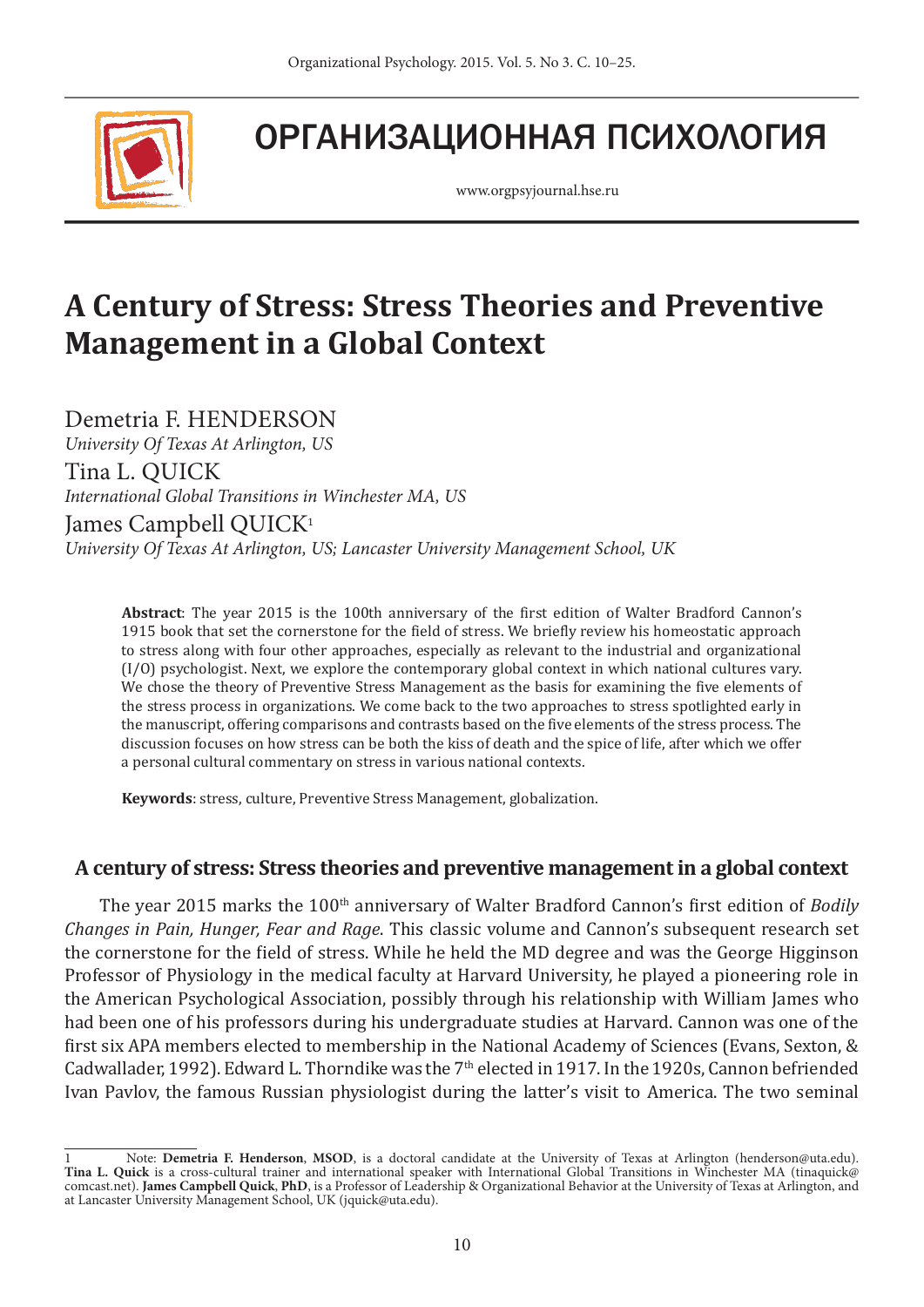# A Century of Stress: Stress Theories and Preventive Management in a Global Context

Demetria F. HENDERSON
*University Of Texas At Arlington, US*

Tina L. QUICK
*International Global Transitions in Winchester MA, US*

James Campbell QUICK[1]
*University Of Texas At Arlington, US; Lancaster University Management School, UK*

**Abstract**: The year 2015 is the 100th anniversary of the first edition of Walter Bradford Cannon's 1915 book that set the cornerstone for the field of stress. We briefly review his homeostatic approach to stress along with four other approaches, especially as relevant to the industrial and organizational (I/O) psychologist. Next, we explore the contemporary global context in which national cultures vary. We chose the theory of Preventive Stress Management as the basis for examining the five elements of the stress process in organizations. We come back to the two approaches to stress spotlighted early in the manuscript, offering comparisons and contrasts based on the five elements of the stress process. The discussion focuses on how stress can be both the kiss of death and the spice of life, after which we offer a personal cultural commentary on stress in various national contexts.

**Keywords**: stress, culture, Preventive Stress Management, globalization.

## A century of stress: Stress theories and preventive management in a global context

The year 2015 marks the 100th anniversary of Walter Bradford Cannon's first edition of *Bodily Changes in Pain, Hunger, Fear and Rage*. This classic volume and Cannon's subsequent research set the cornerstone for the field of stress. While he held the MD degree and was the George Higginson Professor of Physiology in the medical faculty at Harvard University, he played a pioneering role in the American Psychological Association, possibly through his relationship with William James who had been one of his professors during his undergraduate studies at Harvard. Cannon was one of the first six APA members elected to membership in the National Academy of Sciences (Evans, Sexton, & Cadwallader, 1992). Edward L. Thorndike was the 7th elected in 1917. In the 1920s, Cannon befriended Ivan Pavlov, the famous Russian physiologist during the latter's visit to America. The two seminal

---

1 Note: **Demetria F. Henderson**, **MSOD**, is a doctoral candidate at the University of Texas at Arlington (henderson@uta.edu). **Tina L. Quick** is a cross-cultural trainer and international speaker with International Global Transitions in Winchester MA (tinaquick@comcast.net). **James Campbell Quick**, **PhD**, is a Professor of Leadership & Organizational Behavior at the University of Texas at Arlington, and at Lancaster University Management School, UK (jquick@uta.edu).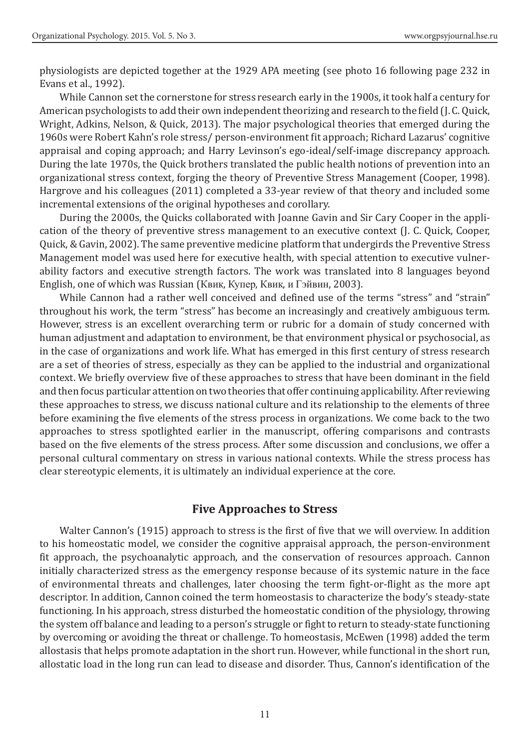physiologists are depicted together at the 1929 APA meeting (see photo 16 following page 232 in Evans et al., 1992).

While Cannon set the cornerstone for stress research early in the 1900s, it took half a century for American psychologists to add their own independent theorizing and research to the field (J. C. Quick, Wright, Adkins, Nelson, & Quick, 2013). The major psychological theories that emerged during the 1960s were Robert Kahn's role stress/ person-environment fit approach; Richard Lazarus' cognitive appraisal and coping approach; and Harry Levinson's ego-ideal/self-image discrepancy approach. During the late 1970s, the Quick brothers translated the public health notions of prevention into an organizational stress context, forging the theory of Preventive Stress Management (Cooper, 1998). Hargrove and his colleagues (2011) completed a 33-year review of that theory and included some incremental extensions of the original hypotheses and corollary.

During the 2000s, the Quicks collaborated with Joanne Gavin and Sir Cary Cooper in the application of the theory of preventive stress management to an executive context (J. C. Quick, Cooper, Quick, & Gavin, 2002). The same preventive medicine platform that undergirds the Preventive Stress Management model was used here for executive health, with special attention to executive vulnerability factors and executive strength factors. The work was translated into 8 languages beyond English, one of which was Russian (Квик, Купер, Квик, и Гэйвин, 2003).

While Cannon had a rather well conceived and defined use of the terms "stress" and "strain" throughout his work, the term "stress" has become an increasingly and creatively ambiguous term. However, stress is an excellent overarching term or rubric for a domain of study concerned with human adjustment and adaptation to environment, be that environment physical or psychosocial, as in the case of organizations and work life. What has emerged in this first century of stress research are a set of theories of stress, especially as they can be applied to the industrial and organizational context. We briefly overview five of these approaches to stress that have been dominant in the field and then focus particular attention on two theories that offer continuing applicability. After reviewing these approaches to stress, we discuss national culture and its relationship to the elements of three before examining the five elements of the stress process in organizations. We come back to the two approaches to stress spotlighted earlier in the manuscript, offering comparisons and contrasts based on the five elements of the stress process. After some discussion and conclusions, we offer a personal cultural commentary on stress in various national contexts. While the stress process has clear stereotypic elements, it is ultimately an individual experience at the core.

## Five Approaches to Stress

Walter Cannon's (1915) approach to stress is the first of five that we will overview. In addition to his homeostatic model, we consider the cognitive appraisal approach, the person-environment fit approach, the psychoanalytic approach, and the conservation of resources approach. Cannon initially characterized stress as the emergency response because of its systemic nature in the face of environmental threats and challenges, later choosing the term fight-or-flight as the more apt descriptor. In addition, Cannon coined the term homeostasis to characterize the body's steady-state functioning. In his approach, stress disturbed the homeostatic condition of the physiology, throwing the system off balance and leading to a person's struggle or fight to return to steady-state functioning by overcoming or avoiding the threat or challenge. To homeostasis, McEwen (1998) added the term allostasis that helps promote adaptation in the short run. However, while functional in the short run, allostatic load in the long run can lead to disease and disorder. Thus, Cannon's identification of the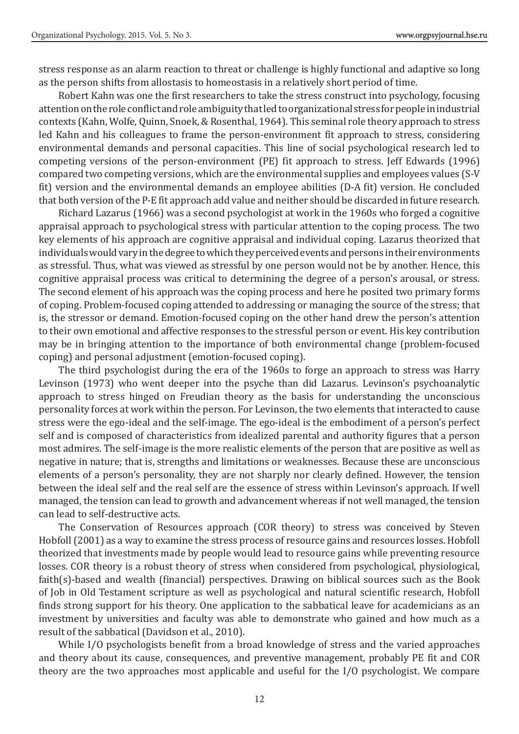stress response as an alarm reaction to threat or challenge is highly functional and adaptive so long as the person shifts from allostasis to homeostasis in a relatively short period of time.

Robert Kahn was one the first researchers to take the stress construct into psychology, focusing attention on the role conflict and role ambiguity that led to organizational stress for people in industrial contexts (Kahn, Wolfe, Quinn, Snoek, & Rosenthal, 1964). This seminal role theory approach to stress led Kahn and his colleagues to frame the person-environment fit approach to stress, considering environmental demands and personal capacities. This line of social psychological research led to competing versions of the person-environment (PE) fit approach to stress. Jeff Edwards (1996) compared two competing versions, which are the environmental supplies and employees values (S-V fit) version and the environmental demands an employee abilities (D-A fit) version. He concluded that both version of the P-E fit approach add value and neither should be discarded in future research.

Richard Lazarus (1966) was a second psychologist at work in the 1960s who forged a cognitive appraisal approach to psychological stress with particular attention to the coping process. The two key elements of his approach are cognitive appraisal and individual coping. Lazarus theorized that individuals would vary in the degree to which they perceived events and persons in their environments as stressful. Thus, what was viewed as stressful by one person would not be by another. Hence, this cognitive appraisal process was critical to determining the degree of a person's arousal, or stress. The second element of his approach was the coping process and here he posited two primary forms of coping. Problem-focused coping attended to addressing or managing the source of the stress; that is, the stressor or demand. Emotion-focused coping on the other hand drew the person's attention to their own emotional and affective responses to the stressful person or event. His key contribution may be in bringing attention to the importance of both environmental change (problem-focused coping) and personal adjustment (emotion-focused coping).

The third psychologist during the era of the 1960s to forge an approach to stress was Harry Levinson (1973) who went deeper into the psyche than did Lazarus. Levinson's psychoanalytic approach to stress hinged on Freudian theory as the basis for understanding the unconscious personality forces at work within the person. For Levinson, the two elements that interacted to cause stress were the ego-ideal and the self-image. The ego-ideal is the embodiment of a person's perfect self and is composed of characteristics from idealized parental and authority figures that a person most admires. The self-image is the more realistic elements of the person that are positive as well as negative in nature; that is, strengths and limitations or weaknesses. Because these are unconscious elements of a person's personality, they are not sharply nor clearly defined. However, the tension between the ideal self and the real self are the essence of stress within Levinson's approach. If well managed, the tension can lead to growth and advancement whereas if not well managed, the tension can lead to self-destructive acts.

The Conservation of Resources approach (COR theory) to stress was conceived by Steven Hobfoll (2001) as a way to examine the stress process of resource gains and resources losses. Hobfoll theorized that investments made by people would lead to resource gains while preventing resource losses. COR theory is a robust theory of stress when considered from psychological, physiological, faith(s)-based and wealth (financial) perspectives. Drawing on biblical sources such as the Book of Job in Old Testament scripture as well as psychological and natural scientific research, Hobfoll finds strong support for his theory. One application to the sabbatical leave for academicians as an investment by universities and faculty was able to demonstrate who gained and how much as a result of the sabbatical (Davidson et al., 2010).

While I/O psychologists benefit from a broad knowledge of stress and the varied approaches and theory about its cause, consequences, and preventive management, probably PE fit and COR theory are the two approaches most applicable and useful for the I/O psychologist. We compare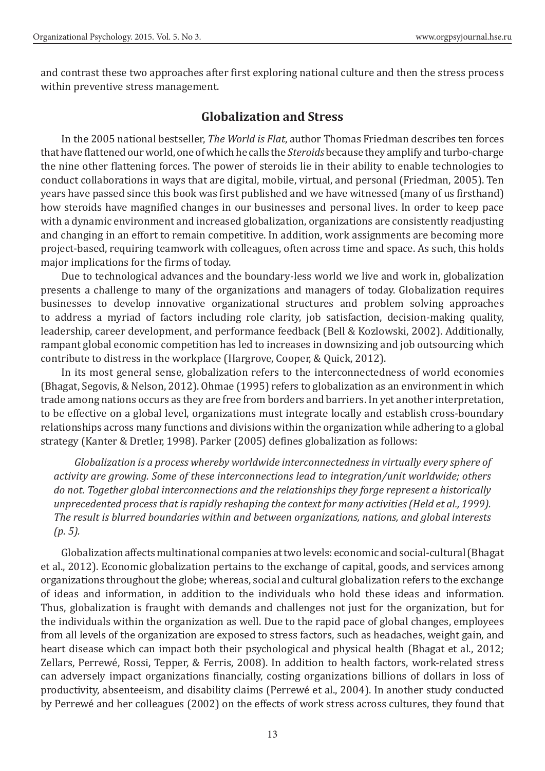and contrast these two approaches after first exploring national culture and then the stress process within preventive stress management.

## Globalization and Stress

In the 2005 national bestseller, *The World is Flat*, author Thomas Friedman describes ten forces that have flattened our world, one of which he calls the *Steroids* because they amplify and turbo-charge the nine other flattening forces. The power of steroids lie in their ability to enable technologies to conduct collaborations in ways that are digital, mobile, virtual, and personal (Friedman, 2005). Ten years have passed since this book was first published and we have witnessed (many of us firsthand) how steroids have magnified changes in our businesses and personal lives. In order to keep pace with a dynamic environment and increased globalization, organizations are consistently readjusting and changing in an effort to remain competitive. In addition, work assignments are becoming more project-based, requiring teamwork with colleagues, often across time and space. As such, this holds major implications for the firms of today.

Due to technological advances and the boundary-less world we live and work in, globalization presents a challenge to many of the organizations and managers of today. Globalization requires businesses to develop innovative organizational structures and problem solving approaches to address a myriad of factors including role clarity, job satisfaction, decision-making quality, leadership, career development, and performance feedback (Bell & Kozlowski, 2002). Additionally, rampant global economic competition has led to increases in downsizing and job outsourcing which contribute to distress in the workplace (Hargrove, Cooper, & Quick, 2012).

In its most general sense, globalization refers to the interconnectedness of world economies (Bhagat, Segovis, & Nelson, 2012). Ohmae (1995) refers to globalization as an environment in which trade among nations occurs as they are free from borders and barriers. In yet another interpretation, to be effective on a global level, organizations must integrate locally and establish cross-boundary relationships across many functions and divisions within the organization while adhering to a global strategy (Kanter & Dretler, 1998). Parker (2005) defines globalization as follows:

> *Globalization is a process whereby worldwide interconnectedness in virtually every sphere of activity are growing. Some of these interconnections lead to integration/unit worldwide; others do not. Together global interconnections and the relationships they forge represent a historically unprecedented process that is rapidly reshaping the context for many activities (Held et al., 1999). The result is blurred boundaries within and between organizations, nations, and global interests (p. 5).*

Globalization affects multinational companies at two levels: economic and social-cultural (Bhagat et al., 2012). Economic globalization pertains to the exchange of capital, goods, and services among organizations throughout the globe; whereas, social and cultural globalization refers to the exchange of ideas and information, in addition to the individuals who hold these ideas and information. Thus, globalization is fraught with demands and challenges not just for the organization, but for the individuals within the organization as well. Due to the rapid pace of global changes, employees from all levels of the organization are exposed to stress factors, such as headaches, weight gain, and heart disease which can impact both their psychological and physical health (Bhagat et al., 2012; Zellars, Perrewé, Rossi, Tepper, & Ferris, 2008). In addition to health factors, work-related stress can adversely impact organizations financially, costing organizations billions of dollars in loss of productivity, absenteeism, and disability claims (Perrewé et al., 2004). In another study conducted by Perrewé and her colleagues (2002) on the effects of work stress across cultures, they found that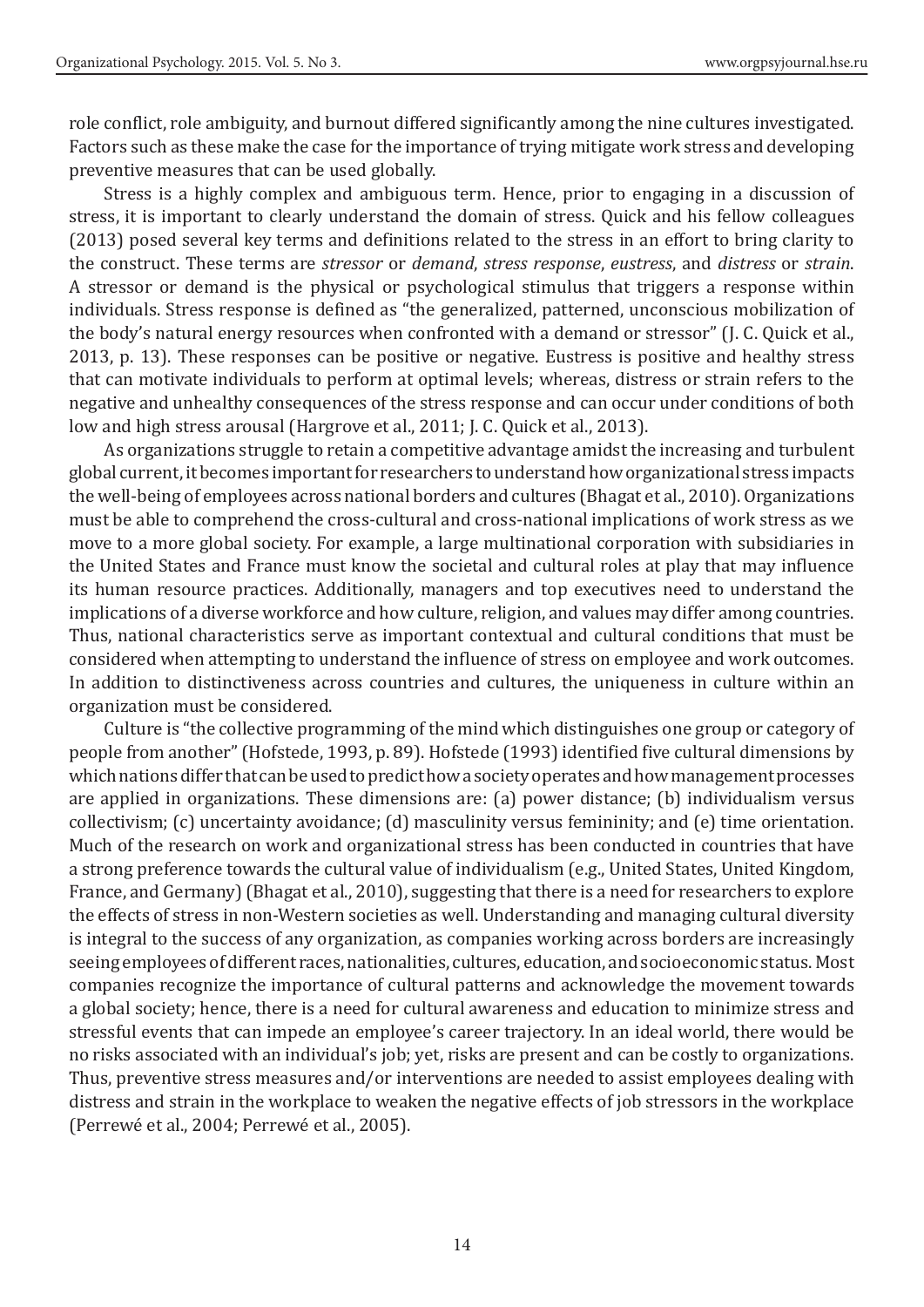role conflict, role ambiguity, and burnout differed significantly among the nine cultures investigated. Factors such as these make the case for the importance of trying mitigate work stress and developing preventive measures that can be used globally.

Stress is a highly complex and ambiguous term. Hence, prior to engaging in a discussion of stress, it is important to clearly understand the domain of stress. Quick and his fellow colleagues (2013) posed several key terms and definitions related to the stress in an effort to bring clarity to the construct. These terms are *stressor* or *demand*, *stress response*, *eustress*, and *distress* or *strain*. A stressor or demand is the physical or psychological stimulus that triggers a response within individuals. Stress response is defined as "the generalized, patterned, unconscious mobilization of the body's natural energy resources when confronted with a demand or stressor" (J. C. Quick et al., 2013, p. 13). These responses can be positive or negative. Eustress is positive and healthy stress that can motivate individuals to perform at optimal levels; whereas, distress or strain refers to the negative and unhealthy consequences of the stress response and can occur under conditions of both low and high stress arousal (Hargrove et al., 2011; J. C. Quick et al., 2013).

As organizations struggle to retain a competitive advantage amidst the increasing and turbulent global current, it becomes important for researchers to understand how organizational stress impacts the well-being of employees across national borders and cultures (Bhagat et al., 2010). Organizations must be able to comprehend the cross-cultural and cross-national implications of work stress as we move to a more global society. For example, a large multinational corporation with subsidiaries in the United States and France must know the societal and cultural roles at play that may influence its human resource practices. Additionally, managers and top executives need to understand the implications of a diverse workforce and how culture, religion, and values may differ among countries. Thus, national characteristics serve as important contextual and cultural conditions that must be considered when attempting to understand the influence of stress on employee and work outcomes. In addition to distinctiveness across countries and cultures, the uniqueness in culture within an organization must be considered.

Culture is "the collective programming of the mind which distinguishes one group or category of people from another" (Hofstede, 1993, p. 89). Hofstede (1993) identified five cultural dimensions by which nations differ that can be used to predict how a society operates and how management processes are applied in organizations. These dimensions are: (a) power distance; (b) individualism versus collectivism; (c) uncertainty avoidance; (d) masculinity versus femininity; and (e) time orientation. Much of the research on work and organizational stress has been conducted in countries that have a strong preference towards the cultural value of individualism (e.g., United States, United Kingdom, France, and Germany) (Bhagat et al., 2010), suggesting that there is a need for researchers to explore the effects of stress in non-Western societies as well. Understanding and managing cultural diversity is integral to the success of any organization, as companies working across borders are increasingly seeing employees of different races, nationalities, cultures, education, and socioeconomic status. Most companies recognize the importance of cultural patterns and acknowledge the movement towards a global society; hence, there is a need for cultural awareness and education to minimize stress and stressful events that can impede an employee's career trajectory. In an ideal world, there would be no risks associated with an individual's job; yet, risks are present and can be costly to organizations. Thus, preventive stress measures and/or interventions are needed to assist employees dealing with distress and strain in the workplace to weaken the negative effects of job stressors in the workplace (Perrewé et al., 2004; Perrewé et al., 2005).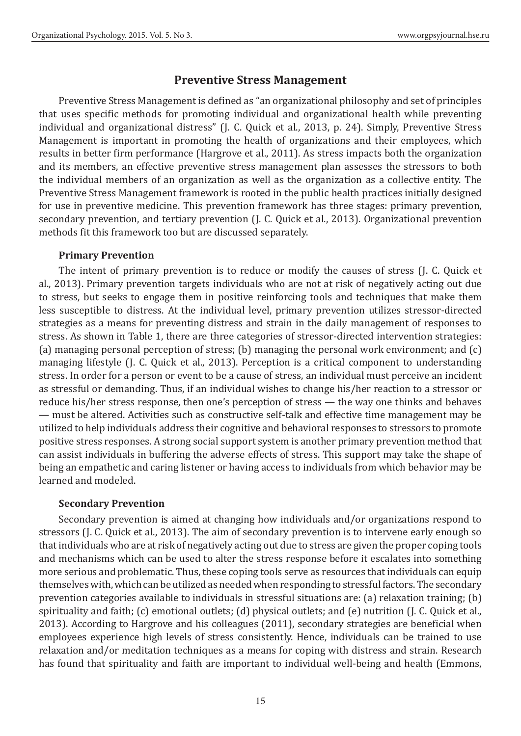## Preventive Stress Management

Preventive Stress Management is defined as "an organizational philosophy and set of principles that uses specific methods for promoting individual and organizational health while preventing individual and organizational distress" (J. C. Quick et al., 2013, p. 24). Simply, Preventive Stress Management is important in promoting the health of organizations and their employees, which results in better firm performance (Hargrove et al., 2011). As stress impacts both the organization and its members, an effective preventive stress management plan assesses the stressors to both the individual members of an organization as well as the organization as a collective entity. The Preventive Stress Management framework is rooted in the public health practices initially designed for use in preventive medicine. This prevention framework has three stages: primary prevention, secondary prevention, and tertiary prevention (J. C. Quick et al., 2013). Organizational prevention methods fit this framework too but are discussed separately.

### Primary Prevention

The intent of primary prevention is to reduce or modify the causes of stress (J. C. Quick et al., 2013). Primary prevention targets individuals who are not at risk of negatively acting out due to stress, but seeks to engage them in positive reinforcing tools and techniques that make them less susceptible to distress. At the individual level, primary prevention utilizes stressor-directed strategies as a means for preventing distress and strain in the daily management of responses to stress. As shown in Table 1, there are three categories of stressor-directed intervention strategies: (a) managing personal perception of stress; (b) managing the personal work environment; and (c) managing lifestyle (J. C. Quick et al., 2013). Perception is a critical component to understanding stress. In order for a person or event to be a cause of stress, an individual must perceive an incident as stressful or demanding. Thus, if an individual wishes to change his/her reaction to a stressor or reduce his/her stress response, then one's perception of stress — the way one thinks and behaves — must be altered. Activities such as constructive self-talk and effective time management may be utilized to help individuals address their cognitive and behavioral responses to stressors to promote positive stress responses. A strong social support system is another primary prevention method that can assist individuals in buffering the adverse effects of stress. This support may take the shape of being an empathetic and caring listener or having access to individuals from which behavior may be learned and modeled.

### Secondary Prevention

Secondary prevention is aimed at changing how individuals and/or organizations respond to stressors (J. C. Quick et al., 2013). The aim of secondary prevention is to intervene early enough so that individuals who are at risk of negatively acting out due to stress are given the proper coping tools and mechanisms which can be used to alter the stress response before it escalates into something more serious and problematic. Thus, these coping tools serve as resources that individuals can equip themselves with, which can be utilized as needed when responding to stressful factors. The secondary prevention categories available to individuals in stressful situations are: (a) relaxation training; (b) spirituality and faith; (c) emotional outlets; (d) physical outlets; and (e) nutrition (J. C. Quick et al., 2013). According to Hargrove and his colleagues (2011), secondary strategies are beneficial when employees experience high levels of stress consistently. Hence, individuals can be trained to use relaxation and/or meditation techniques as a means for coping with distress and strain. Research has found that spirituality and faith are important to individual well-being and health (Emmons,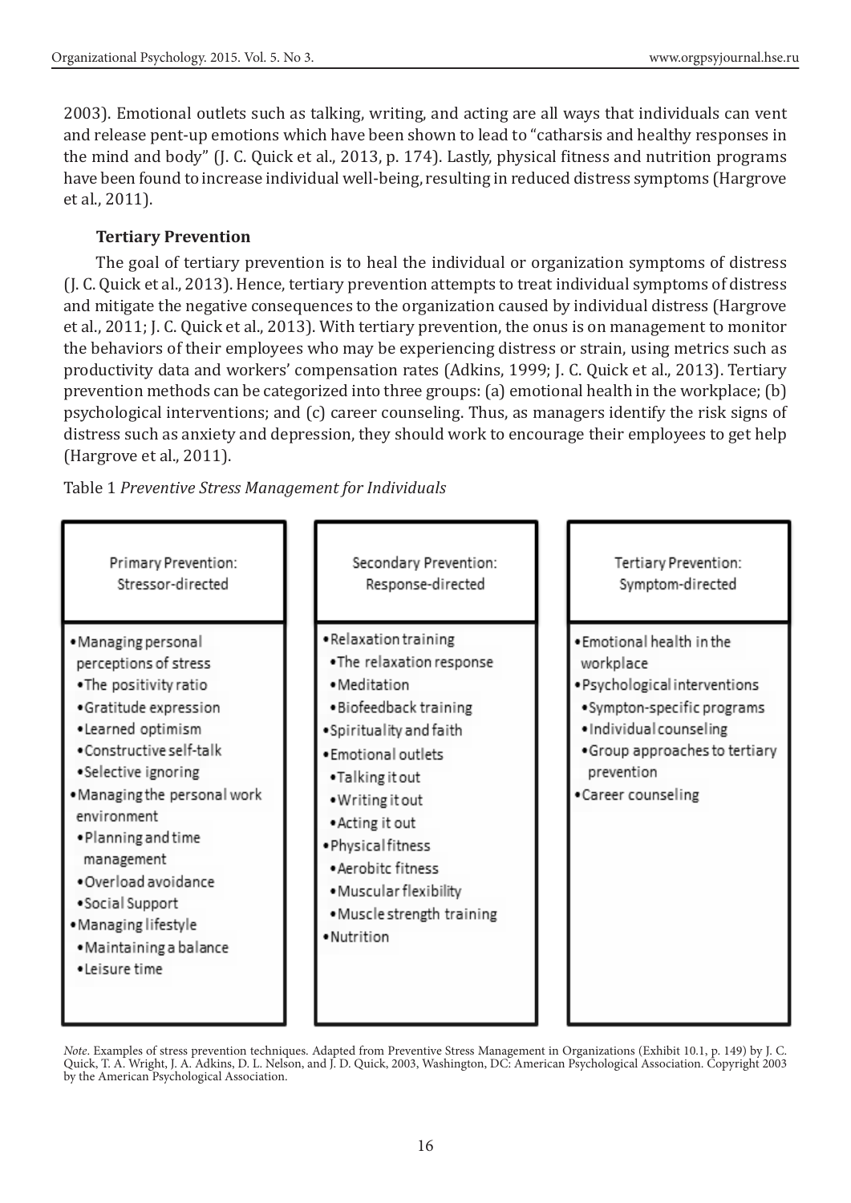2003). Emotional outlets such as talking, writing, and acting are all ways that individuals can vent and release pent-up emotions which have been shown to lead to "catharsis and healthy responses in the mind and body" (J. C. Quick et al., 2013, p. 174). Lastly, physical fitness and nutrition programs have been found to increase individual well-being, resulting in reduced distress symptoms (Hargrove et al., 2011).

### Tertiary Prevention

The goal of tertiary prevention is to heal the individual or organization symptoms of distress (J. C. Quick et al., 2013). Hence, tertiary prevention attempts to treat individual symptoms of distress and mitigate the negative consequences to the organization caused by individual distress (Hargrove et al., 2011; J. C. Quick et al., 2013). With tertiary prevention, the onus is on management to monitor the behaviors of their employees who may be experiencing distress or strain, using metrics such as productivity data and workers' compensation rates (Adkins, 1999; J. C. Quick et al., 2013). Tertiary prevention methods can be categorized into three groups: (a) emotional health in the workplace; (b) psychological interventions; and (c) career counseling. Thus, as managers identify the risk signs of distress such as anxiety and depression, they should work to encourage their employees to get help (Hargrove et al., 2011).

Table 1 *Preventive Stress Management for Individuals*

| Primary Prevention: Stressor-directed | Secondary Prevention: Response-directed | Tertiary Prevention: Symptom-directed |
|---|---|---|
| • Managing personal perceptions of stress<br>  • The positivity ratio<br>  • Gratitude expression<br>  • Learned optimism<br>  • Constructive self-talk<br>  • Selective ignoring<br>• Managing the personal work environment<br>  • Planning and time management<br>  • Overload avoidance<br>  • Social Support<br>• Managing lifestyle<br>  • Maintaining a balance<br>  • Leisure time | • Relaxation training<br>  • The relaxation response<br>  • Meditation<br>  • Biofeedback training<br>• Spirituality and faith<br>• Emotional outlets<br>  • Talking it out<br>  • Writing it out<br>  • Acting it out<br>• Physical fitness<br>  • Aerobitc fitness<br>  • Muscular flexibility<br>  • Muscle strength training<br>• Nutrition | • Emotional health in the workplace<br>• Psychological interventions<br>  • Sympton-specific programs<br>  • Individual counseling<br>  • Group approaches to tertiary prevention<br>• Career counseling |

*Note*. Examples of stress prevention techniques. Adapted from Preventive Stress Management in Organizations (Exhibit 10.1, p. 149) by J. C. Quick, T. A. Wright, J. A. Adkins, D. L. Nelson, and J. D. Quick, 2003, Washington, DC: American Psychological Association. Copyright 2003 by the American Psychological Association.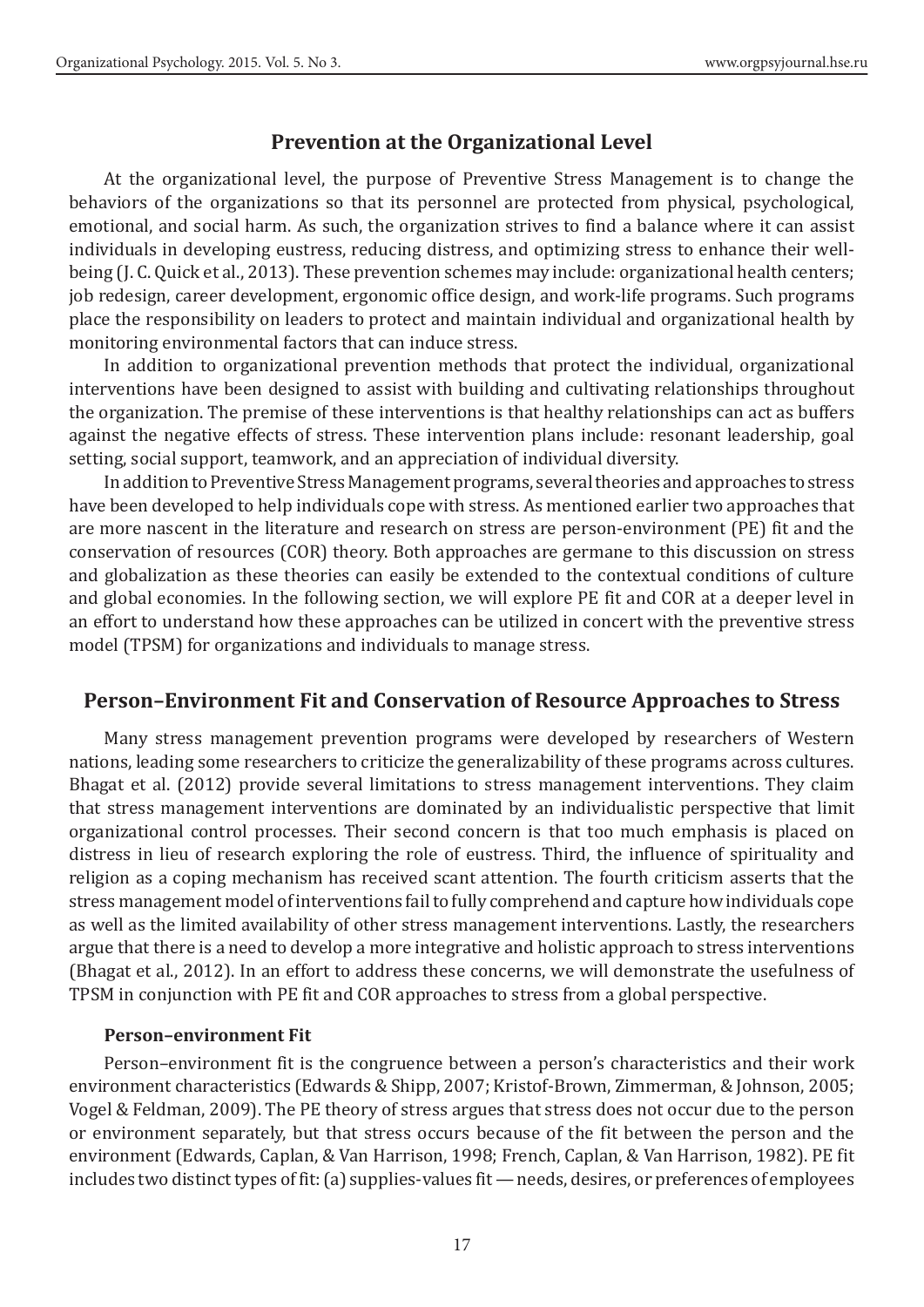## Prevention at the Organizational Level

At the organizational level, the purpose of Preventive Stress Management is to change the behaviors of the organizations so that its personnel are protected from physical, psychological, emotional, and social harm. As such, the organization strives to find a balance where it can assist individuals in developing eustress, reducing distress, and optimizing stress to enhance their well-being (J. C. Quick et al., 2013). These prevention schemes may include: organizational health centers; job redesign, career development, ergonomic office design, and work-life programs. Such programs place the responsibility on leaders to protect and maintain individual and organizational health by monitoring environmental factors that can induce stress.

In addition to organizational prevention methods that protect the individual, organizational interventions have been designed to assist with building and cultivating relationships throughout the organization. The premise of these interventions is that healthy relationships can act as buffers against the negative effects of stress. These intervention plans include: resonant leadership, goal setting, social support, teamwork, and an appreciation of individual diversity.

In addition to Preventive Stress Management programs, several theories and approaches to stress have been developed to help individuals cope with stress. As mentioned earlier two approaches that are more nascent in the literature and research on stress are person-environment (PE) fit and the conservation of resources (COR) theory. Both approaches are germane to this discussion on stress and globalization as these theories can easily be extended to the contextual conditions of culture and global economies. In the following section, we will explore PE fit and COR at a deeper level in an effort to understand how these approaches can be utilized in concert with the preventive stress model (TPSM) for organizations and individuals to manage stress.

## Person–Environment Fit and Conservation of Resource Approaches to Stress

Many stress management prevention programs were developed by researchers of Western nations, leading some researchers to criticize the generalizability of these programs across cultures. Bhagat et al. (2012) provide several limitations to stress management interventions. They claim that stress management interventions are dominated by an individualistic perspective that limit organizational control processes. Their second concern is that too much emphasis is placed on distress in lieu of research exploring the role of eustress. Third, the influence of spirituality and religion as a coping mechanism has received scant attention. The fourth criticism asserts that the stress management model of interventions fail to fully comprehend and capture how individuals cope as well as the limited availability of other stress management interventions. Lastly, the researchers argue that there is a need to develop a more integrative and holistic approach to stress interventions (Bhagat et al., 2012). In an effort to address these concerns, we will demonstrate the usefulness of TPSM in conjunction with PE fit and COR approaches to stress from a global perspective.

### Person–environment Fit

Person–environment fit is the congruence between a person's characteristics and their work environment characteristics (Edwards & Shipp, 2007; Kristof-Brown, Zimmerman, & Johnson, 2005; Vogel & Feldman, 2009). The PE theory of stress argues that stress does not occur due to the person or environment separately, but that stress occurs because of the fit between the person and the environment (Edwards, Caplan, & Van Harrison, 1998; French, Caplan, & Van Harrison, 1982). PE fit includes two distinct types of fit: (a) supplies-values fit — needs, desires, or preferences of employees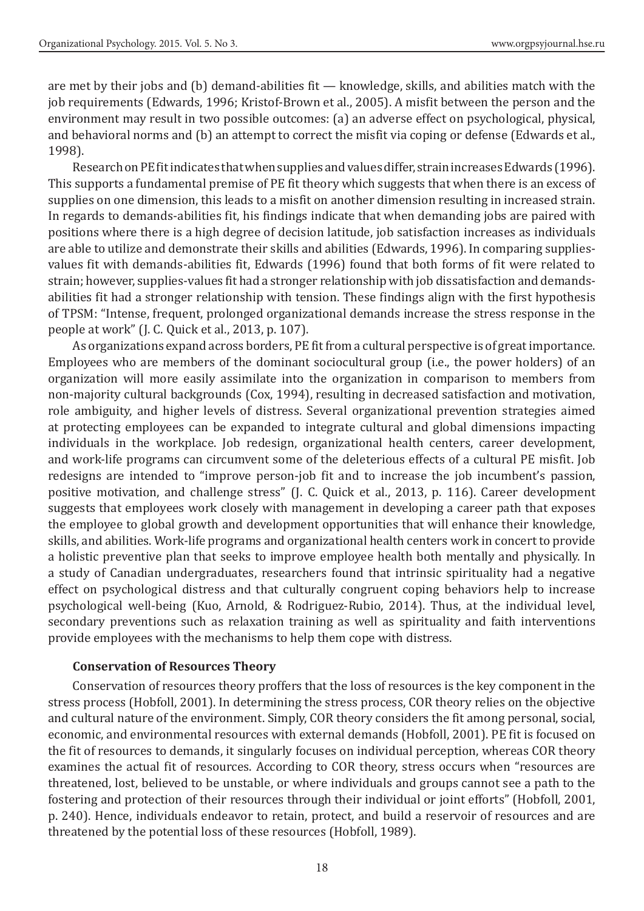are met by their jobs and (b) demand-abilities fit — knowledge, skills, and abilities match with the job requirements (Edwards, 1996; Kristof-Brown et al., 2005). A misfit between the person and the environment may result in two possible outcomes: (a) an adverse effect on psychological, physical, and behavioral norms and (b) an attempt to correct the misfit via coping or defense (Edwards et al., 1998).

Research on PE fit indicates that when supplies and values differ, strain increases Edwards (1996). This supports a fundamental premise of PE fit theory which suggests that when there is an excess of supplies on one dimension, this leads to a misfit on another dimension resulting in increased strain. In regards to demands-abilities fit, his findings indicate that when demanding jobs are paired with positions where there is a high degree of decision latitude, job satisfaction increases as individuals are able to utilize and demonstrate their skills and abilities (Edwards, 1996). In comparing supplies-values fit with demands-abilities fit, Edwards (1996) found that both forms of fit were related to strain; however, supplies-values fit had a stronger relationship with job dissatisfaction and demands-abilities fit had a stronger relationship with tension. These findings align with the first hypothesis of TPSM: "Intense, frequent, prolonged organizational demands increase the stress response in the people at work" (J. C. Quick et al., 2013, p. 107).

As organizations expand across borders, PE fit from a cultural perspective is of great importance. Employees who are members of the dominant sociocultural group (i.e., the power holders) of an organization will more easily assimilate into the organization in comparison to members from non-majority cultural backgrounds (Cox, 1994), resulting in decreased satisfaction and motivation, role ambiguity, and higher levels of distress. Several organizational prevention strategies aimed at protecting employees can be expanded to integrate cultural and global dimensions impacting individuals in the workplace. Job redesign, organizational health centers, career development, and work-life programs can circumvent some of the deleterious effects of a cultural PE misfit. Job redesigns are intended to "improve person-job fit and to increase the job incumbent's passion, positive motivation, and challenge stress" (J. C. Quick et al., 2013, p. 116). Career development suggests that employees work closely with management in developing a career path that exposes the employee to global growth and development opportunities that will enhance their knowledge, skills, and abilities. Work-life programs and organizational health centers work in concert to provide a holistic preventive plan that seeks to improve employee health both mentally and physically. In a study of Canadian undergraduates, researchers found that intrinsic spirituality had a negative effect on psychological distress and that culturally congruent coping behaviors help to increase psychological well-being (Kuo, Arnold, & Rodriguez-Rubio, 2014). Thus, at the individual level, secondary preventions such as relaxation training as well as spirituality and faith interventions provide employees with the mechanisms to help them cope with distress.

### Conservation of Resources Theory

Conservation of resources theory proffers that the loss of resources is the key component in the stress process (Hobfoll, 2001). In determining the stress process, COR theory relies on the objective and cultural nature of the environment. Simply, COR theory considers the fit among personal, social, economic, and environmental resources with external demands (Hobfoll, 2001). PE fit is focused on the fit of resources to demands, it singularly focuses on individual perception, whereas COR theory examines the actual fit of resources. According to COR theory, stress occurs when "resources are threatened, lost, believed to be unstable, or where individuals and groups cannot see a path to the fostering and protection of their resources through their individual or joint efforts" (Hobfoll, 2001, p. 240). Hence, individuals endeavor to retain, protect, and build a reservoir of resources and are threatened by the potential loss of these resources (Hobfoll, 1989).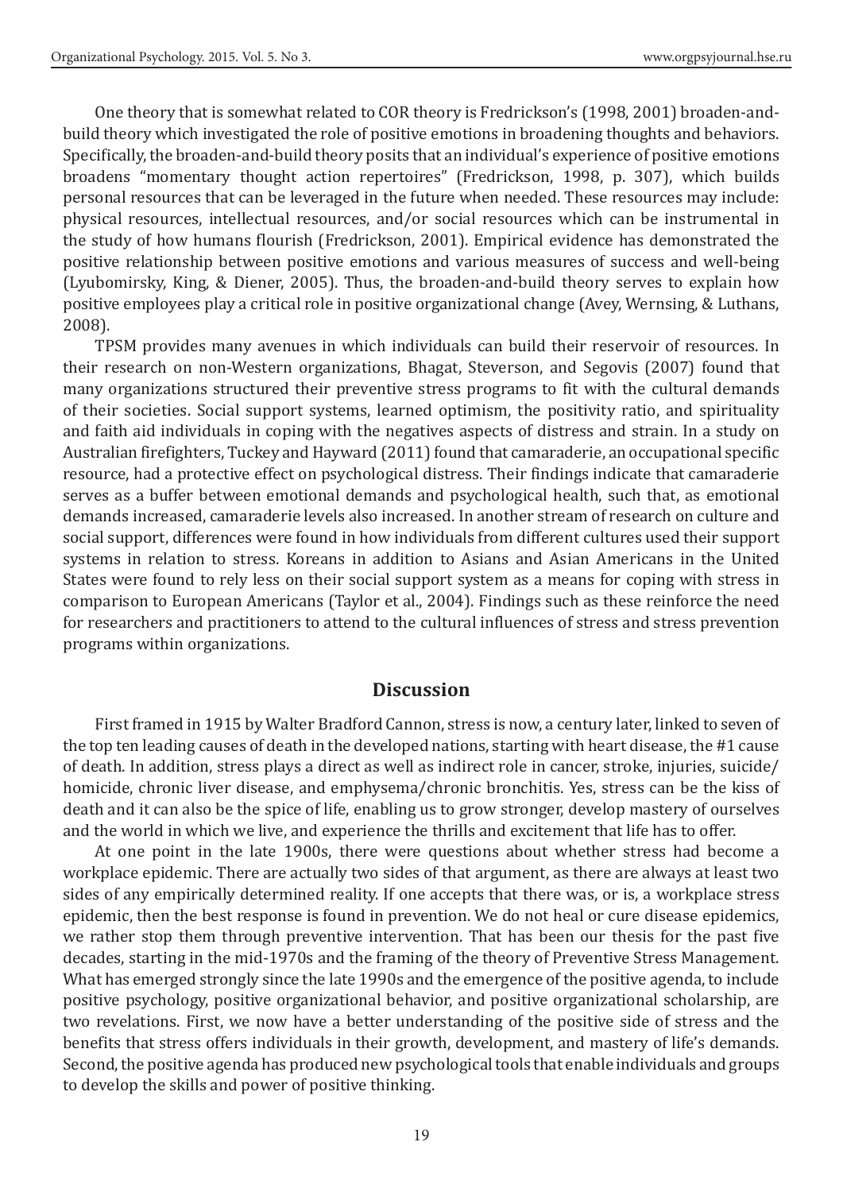One theory that is somewhat related to COR theory is Fredrickson's (1998, 2001) broaden-and-build theory which investigated the role of positive emotions in broadening thoughts and behaviors. Specifically, the broaden-and-build theory posits that an individual's experience of positive emotions broadens "momentary thought action repertoires" (Fredrickson, 1998, p. 307), which builds personal resources that can be leveraged in the future when needed. These resources may include: physical resources, intellectual resources, and/or social resources which can be instrumental in the study of how humans flourish (Fredrickson, 2001). Empirical evidence has demonstrated the positive relationship between positive emotions and various measures of success and well-being (Lyubomirsky, King, & Diener, 2005). Thus, the broaden-and-build theory serves to explain how positive employees play a critical role in positive organizational change (Avey, Wernsing, & Luthans, 2008).

TPSM provides many avenues in which individuals can build their reservoir of resources. In their research on non-Western organizations, Bhagat, Steverson, and Segovis (2007) found that many organizations structured their preventive stress programs to fit with the cultural demands of their societies. Social support systems, learned optimism, the positivity ratio, and spirituality and faith aid individuals in coping with the negatives aspects of distress and strain. In a study on Australian firefighters, Tuckey and Hayward (2011) found that camaraderie, an occupational specific resource, had a protective effect on psychological distress. Their findings indicate that camaraderie serves as a buffer between emotional demands and psychological health, such that, as emotional demands increased, camaraderie levels also increased. In another stream of research on culture and social support, differences were found in how individuals from different cultures used their support systems in relation to stress. Koreans in addition to Asians and Asian Americans in the United States were found to rely less on their social support system as a means for coping with stress in comparison to European Americans (Taylor et al., 2004). Findings such as these reinforce the need for researchers and practitioners to attend to the cultural influences of stress and stress prevention programs within organizations.

## Discussion

First framed in 1915 by Walter Bradford Cannon, stress is now, a century later, linked to seven of the top ten leading causes of death in the developed nations, starting with heart disease, the #1 cause of death. In addition, stress plays a direct as well as indirect role in cancer, stroke, injuries, suicide/homicide, chronic liver disease, and emphysema/chronic bronchitis. Yes, stress can be the kiss of death and it can also be the spice of life, enabling us to grow stronger, develop mastery of ourselves and the world in which we live, and experience the thrills and excitement that life has to offer.

At one point in the late 1900s, there were questions about whether stress had become a workplace epidemic. There are actually two sides of that argument, as there are always at least two sides of any empirically determined reality. If one accepts that there was, or is, a workplace stress epidemic, then the best response is found in prevention. We do not heal or cure disease epidemics, we rather stop them through preventive intervention. That has been our thesis for the past five decades, starting in the mid-1970s and the framing of the theory of Preventive Stress Management. What has emerged strongly since the late 1990s and the emergence of the positive agenda, to include positive psychology, positive organizational behavior, and positive organizational scholarship, are two revelations. First, we now have a better understanding of the positive side of stress and the benefits that stress offers individuals in their growth, development, and mastery of life's demands. Second, the positive agenda has produced new psychological tools that enable individuals and groups to develop the skills and power of positive thinking.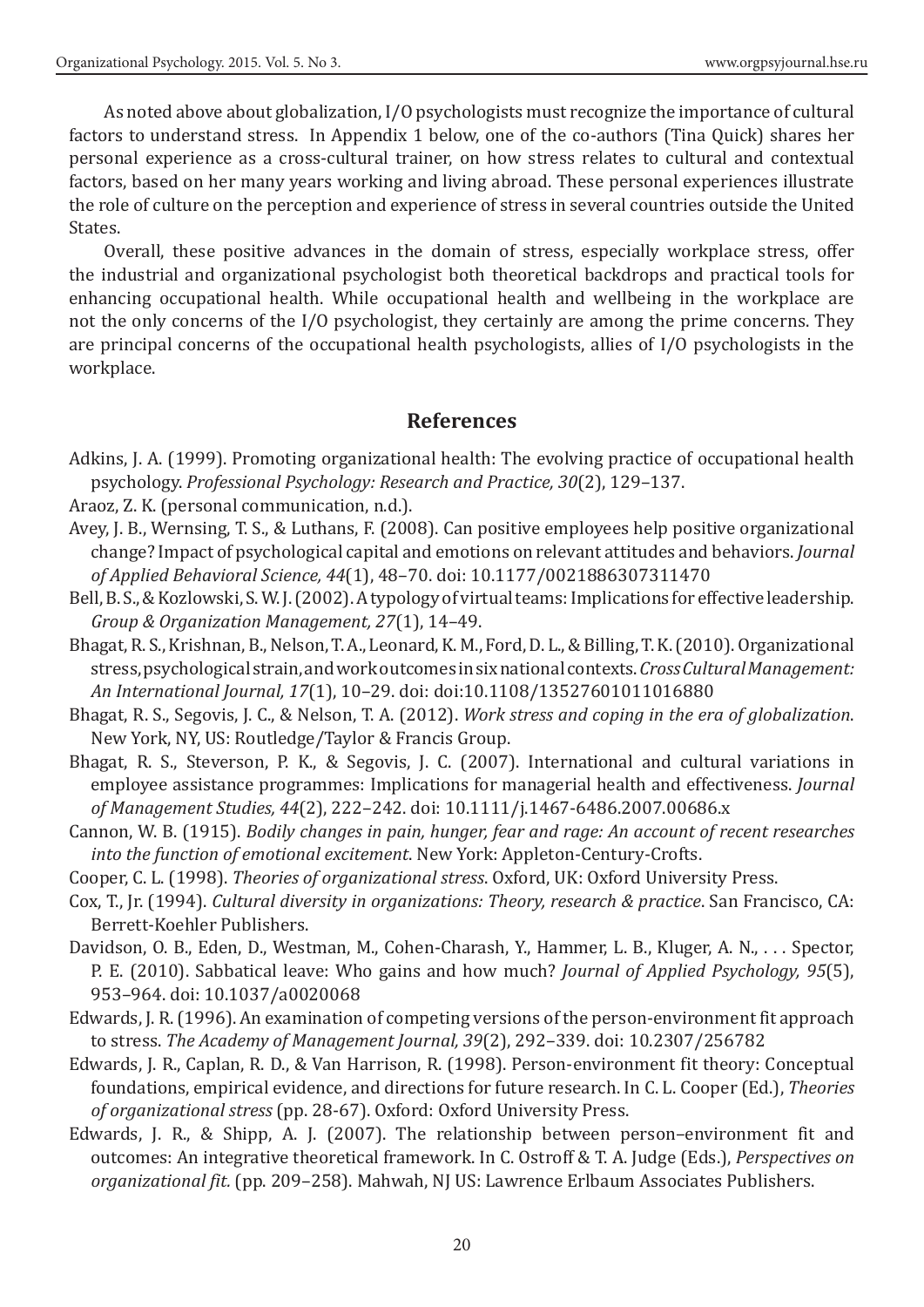As noted above about globalization, I/O psychologists must recognize the importance of cultural factors to understand stress. In Appendix 1 below, one of the co-authors (Tina Quick) shares her personal experience as a cross-cultural trainer, on how stress relates to cultural and contextual factors, based on her many years working and living abroad. These personal experiences illustrate the role of culture on the perception and experience of stress in several countries outside the United States.

Overall, these positive advances in the domain of stress, especially workplace stress, offer the industrial and organizational psychologist both theoretical backdrops and practical tools for enhancing occupational health. While occupational health and wellbeing in the workplace are not the only concerns of the I/O psychologist, they certainly are among the prime concerns. They are principal concerns of the occupational health psychologists, allies of I/O psychologists in the workplace.

## References

Adkins, J. A. (1999). Promoting organizational health: The evolving practice of occupational health psychology. *Professional Psychology: Research and Practice, 30*(2), 129–137.

Araoz, Z. K. (personal communication, n.d.).

Avey, J. B., Wernsing, T. S., & Luthans, F. (2008). Can positive employees help positive organizational change? Impact of psychological capital and emotions on relevant attitudes and behaviors. *Journal of Applied Behavioral Science, 44*(1), 48–70. doi: 10.1177/0021886307311470

Bell, B. S., & Kozlowski, S. W. J. (2002). A typology of virtual teams: Implications for effective leadership. *Group & Organization Management, 27*(1), 14–49.

Bhagat, R. S., Krishnan, B., Nelson, T. A., Leonard, K. M., Ford, D. L., & Billing, T. K. (2010). Organizational stress, psychological strain, and work outcomes in six national contexts. *Cross Cultural Management: An International Journal, 17*(1), 10–29. doi: doi:10.1108/13527601011016880

Bhagat, R. S., Segovis, J. C., & Nelson, T. A. (2012). *Work stress and coping in the era of globalization*. New York, NY, US: Routledge/Taylor & Francis Group.

Bhagat, R. S., Steverson, P. K., & Segovis, J. C. (2007). International and cultural variations in employee assistance programmes: Implications for managerial health and effectiveness. *Journal of Management Studies, 44*(2), 222–242. doi: 10.1111/j.1467-6486.2007.00686.x

Cannon, W. B. (1915). *Bodily changes in pain, hunger, fear and rage: An account of recent researches into the function of emotional excitement*. New York: Appleton-Century-Crofts.

Cooper, C. L. (1998). *Theories of organizational stress*. Oxford, UK: Oxford University Press.

Cox, T., Jr. (1994). *Cultural diversity in organizations: Theory, research & practice*. San Francisco, CA: Berrett-Koehler Publishers.

Davidson, O. B., Eden, D., Westman, M., Cohen-Charash, Y., Hammer, L. B., Kluger, A. N., . . . Spector, P. E. (2010). Sabbatical leave: Who gains and how much? *Journal of Applied Psychology, 95*(5), 953–964. doi: 10.1037/a0020068

Edwards, J. R. (1996). An examination of competing versions of the person-environment fit approach to stress. *The Academy of Management Journal, 39*(2), 292–339. doi: 10.2307/256782

Edwards, J. R., Caplan, R. D., & Van Harrison, R. (1998). Person-environment fit theory: Conceptual foundations, empirical evidence, and directions for future research. In C. L. Cooper (Ed.), *Theories of organizational stress* (pp. 28-67). Oxford: Oxford University Press.

Edwards, J. R., & Shipp, A. J. (2007). The relationship between person–environment fit and outcomes: An integrative theoretical framework. In C. Ostroff & T. A. Judge (Eds.), *Perspectives on organizational fit.* (pp. 209–258). Mahwah, NJ US: Lawrence Erlbaum Associates Publishers.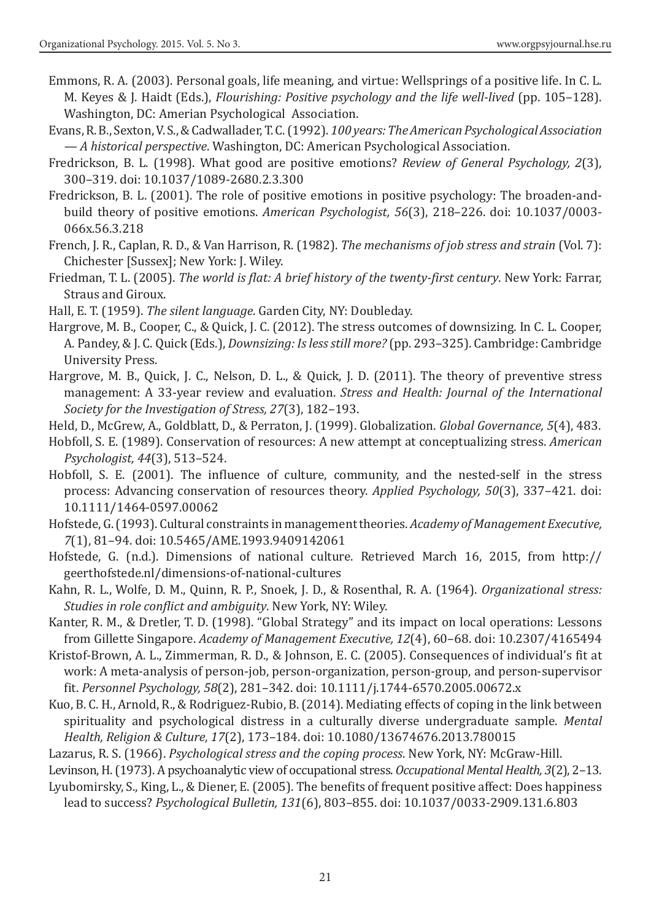Emmons, R. A. (2003). Personal goals, life meaning, and virtue: Wellsprings of a positive life. In C. L. M. Keyes & J. Haidt (Eds.), *Flourishing: Positive psychology and the life well-lived* (pp. 105–128). Washington, DC: Amerian Psychological Association.

Evans, R. B., Sexton, V. S., & Cadwallader, T. C. (1992). *100 years: The American Psychological Association — A historical perspective*. Washington, DC: American Psychological Association.

Fredrickson, B. L. (1998). What good are positive emotions? *Review of General Psychology, 2*(3), 300–319. doi: 10.1037/1089-2680.2.3.300

Fredrickson, B. L. (2001). The role of positive emotions in positive psychology: The broaden-and-build theory of positive emotions. *American Psychologist, 56*(3), 218–226. doi: 10.1037/0003-066x.56.3.218

French, J. R., Caplan, R. D., & Van Harrison, R. (1982). *The mechanisms of job stress and strain* (Vol. 7): Chichester [Sussex]; New York: J. Wiley.

Friedman, T. L. (2005). *The world is flat: A brief history of the twenty-first century*. New York: Farrar, Straus and Giroux.

Hall, E. T. (1959). *The silent language*. Garden City, NY: Doubleday.

Hargrove, M. B., Cooper, C., & Quick, J. C. (2012). The stress outcomes of downsizing. In C. L. Cooper, A. Pandey, & J. C. Quick (Eds.), *Downsizing: Is less still more?* (pp. 293–325). Cambridge: Cambridge University Press.

Hargrove, M. B., Quick, J. C., Nelson, D. L., & Quick, J. D. (2011). The theory of preventive stress management: A 33-year review and evaluation. *Stress and Health: Journal of the International Society for the Investigation of Stress, 27*(3), 182–193.

Held, D., McGrew, A., Goldblatt, D., & Perraton, J. (1999). Globalization. *Global Governance, 5*(4), 483.

Hobfoll, S. E. (1989). Conservation of resources: A new attempt at conceptualizing stress. *American Psychologist, 44*(3), 513–524.

Hobfoll, S. E. (2001). The influence of culture, community, and the nested-self in the stress process: Advancing conservation of resources theory. *Applied Psychology, 50*(3), 337–421. doi: 10.1111/1464-0597.00062

Hofstede, G. (1993). Cultural constraints in management theories. *Academy of Management Executive, 7*(1), 81–94. doi: 10.5465/AME.1993.9409142061

Hofstede, G. (n.d.). Dimensions of national culture. Retrieved March 16, 2015, from http://geerthofstede.nl/dimensions-of-national-cultures

Kahn, R. L., Wolfe, D. M., Quinn, R. P., Snoek, J. D., & Rosenthal, R. A. (1964). *Organizational stress: Studies in role conflict and ambiguity*. New York, NY: Wiley.

Kanter, R. M., & Dretler, T. D. (1998). "Global Strategy" and its impact on local operations: Lessons from Gillette Singapore. *Academy of Management Executive, 12*(4), 60–68. doi: 10.2307/4165494

Kristof-Brown, A. L., Zimmerman, R. D., & Johnson, E. C. (2005). Consequences of individual's fit at work: A meta-analysis of person-job, person-organization, person-group, and person-supervisor fit. *Personnel Psychology, 58*(2), 281–342. doi: 10.1111/j.1744-6570.2005.00672.x

Kuo, B. C. H., Arnold, R., & Rodriguez-Rubio, B. (2014). Mediating effects of coping in the link between spirituality and psychological distress in a culturally diverse undergraduate sample. *Mental Health, Religion & Culture, 17*(2), 173–184. doi: 10.1080/13674676.2013.780015

Lazarus, R. S. (1966). *Psychological stress and the coping process*. New York, NY: McGraw-Hill.

Levinson, H. (1973). A psychoanalytic view of occupational stress. *Occupational Mental Health, 3*(2), 2–13.

Lyubomirsky, S., King, L., & Diener, E. (2005). The benefits of frequent positive affect: Does happiness lead to success? *Psychological Bulletin, 131*(6), 803–855. doi: 10.1037/0033-2909.131.6.803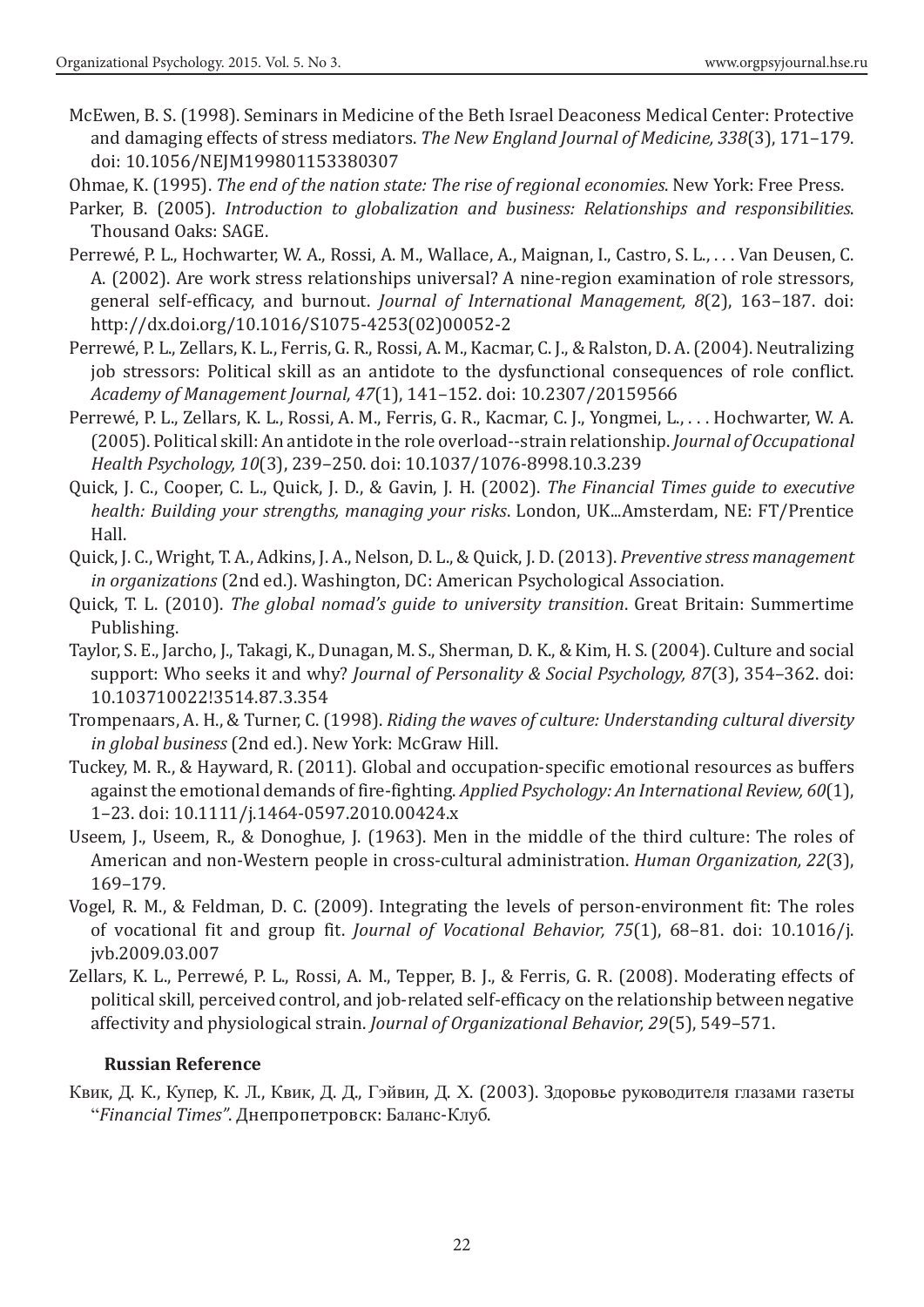McEwen, B. S. (1998). Seminars in Medicine of the Beth Israel Deaconess Medical Center: Protective and damaging effects of stress mediators. *The New England Journal of Medicine, 338*(3), 171–179. doi: 10.1056/NEJM199801153380307

Ohmae, K. (1995). *The end of the nation state: The rise of regional economies*. New York: Free Press.

Parker, B. (2005). *Introduction to globalization and business: Relationships and responsibilities*. Thousand Oaks: SAGE.

Perrewé, P. L., Hochwarter, W. A., Rossi, A. M., Wallace, A., Maignan, I., Castro, S. L., . . . Van Deusen, C. A. (2002). Are work stress relationships universal? A nine-region examination of role stressors, general self-efficacy, and burnout. *Journal of International Management, 8*(2), 163–187. doi: http://dx.doi.org/10.1016/S1075-4253(02)00052-2

Perrewé, P. L., Zellars, K. L., Ferris, G. R., Rossi, A. M., Kacmar, C. J., & Ralston, D. A. (2004). Neutralizing job stressors: Political skill as an antidote to the dysfunctional consequences of role conflict. *Academy of Management Journal, 47*(1), 141–152. doi: 10.2307/20159566

Perrewé, P. L., Zellars, K. L., Rossi, A. M., Ferris, G. R., Kacmar, C. J., Yongmei, L., . . . Hochwarter, W. A. (2005). Political skill: An antidote in the role overload--strain relationship. *Journal of Occupational Health Psychology, 10*(3), 239–250. doi: 10.1037/1076-8998.10.3.239

Quick, J. C., Cooper, C. L., Quick, J. D., & Gavin, J. H. (2002). *The Financial Times guide to executive health: Building your strengths, managing your risks*. London, UK...Amsterdam, NE: FT/Prentice Hall.

Quick, J. C., Wright, T. A., Adkins, J. A., Nelson, D. L., & Quick, J. D. (2013). *Preventive stress management in organizations* (2nd ed.). Washington, DC: American Psychological Association.

Quick, T. L. (2010). *The global nomad's guide to university transition*. Great Britain: Summertime Publishing.

Taylor, S. E., Jarcho, J., Takagi, K., Dunagan, M. S., Sherman, D. K., & Kim, H. S. (2004). Culture and social support: Who seeks it and why? *Journal of Personality & Social Psychology, 87*(3), 354–362. doi: 10.103710022!3514.87.3.354

Trompenaars, A. H., & Turner, C. (1998). *Riding the waves of culture: Understanding cultural diversity in global business* (2nd ed.). New York: McGraw Hill.

Tuckey, M. R., & Hayward, R. (2011). Global and occupation-specific emotional resources as buffers against the emotional demands of fire-fighting. *Applied Psychology: An International Review, 60*(1), 1–23. doi: 10.1111/j.1464-0597.2010.00424.x

Useem, J., Useem, R., & Donoghue, J. (1963). Men in the middle of the third culture: The roles of American and non-Western people in cross-cultural administration. *Human Organization, 22*(3), 169–179.

Vogel, R. M., & Feldman, D. C. (2009). Integrating the levels of person-environment fit: The roles of vocational fit and group fit. *Journal of Vocational Behavior, 75*(1), 68–81. doi: 10.1016/j.jvb.2009.03.007

Zellars, K. L., Perrewé, P. L., Rossi, A. M., Tepper, B. J., & Ferris, G. R. (2008). Moderating effects of political skill, perceived control, and job-related self-efficacy on the relationship between negative affectivity and physiological strain. *Journal of Organizational Behavior, 29*(5), 549–571.

**Russian Reference**

Квик, Д. К., Купер, К. Л., Квик, Д. Д., Гэйвин, Д. Х. (2003). Здоровье руководителя глазами газеты "*Financial Times*". Днепропетровск: Баланс-Клуб.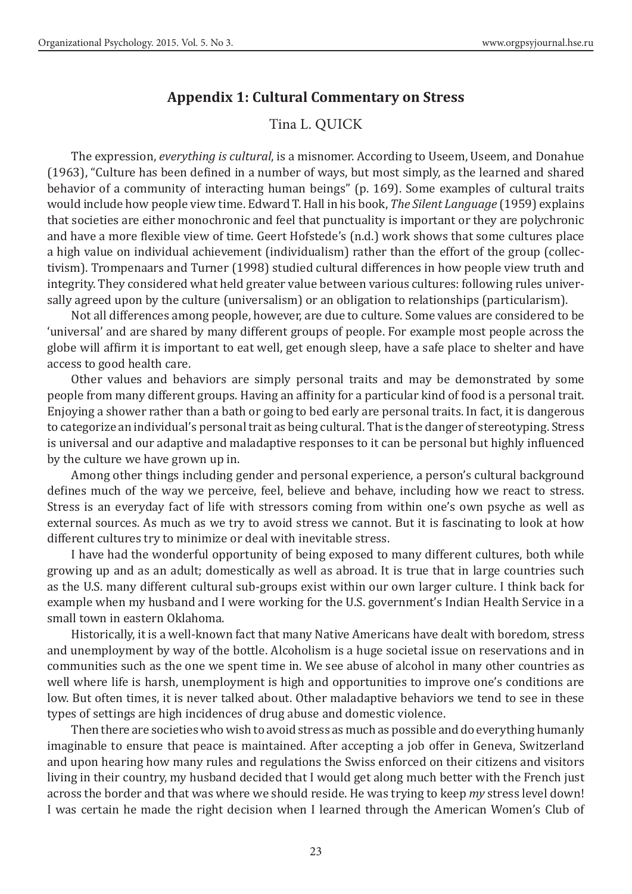## Appendix 1: Cultural Commentary on Stress

Tina L. QUICK

The expression, *everything is cultural*, is a misnomer. According to Useem, Useem, and Donahue (1963), "Culture has been defined in a number of ways, but most simply, as the learned and shared behavior of a community of interacting human beings" (p. 169). Some examples of cultural traits would include how people view time. Edward T. Hall in his book, *The Silent Language* (1959) explains that societies are either monochronic and feel that punctuality is important or they are polychronic and have a more flexible view of time. Geert Hofstede's (n.d.) work shows that some cultures place a high value on individual achievement (individualism) rather than the effort of the group (collectivism). Trompenaars and Turner (1998) studied cultural differences in how people view truth and integrity. They considered what held greater value between various cultures: following rules universally agreed upon by the culture (universalism) or an obligation to relationships (particularism).

Not all differences among people, however, are due to culture. Some values are considered to be 'universal' and are shared by many different groups of people. For example most people across the globe will affirm it is important to eat well, get enough sleep, have a safe place to shelter and have access to good health care.

Other values and behaviors are simply personal traits and may be demonstrated by some people from many different groups. Having an affinity for a particular kind of food is a personal trait. Enjoying a shower rather than a bath or going to bed early are personal traits. In fact, it is dangerous to categorize an individual's personal trait as being cultural. That is the danger of stereotyping. Stress is universal and our adaptive and maladaptive responses to it can be personal but highly influenced by the culture we have grown up in.

Among other things including gender and personal experience, a person's cultural background defines much of the way we perceive, feel, believe and behave, including how we react to stress. Stress is an everyday fact of life with stressors coming from within one's own psyche as well as external sources. As much as we try to avoid stress we cannot. But it is fascinating to look at how different cultures try to minimize or deal with inevitable stress.

I have had the wonderful opportunity of being exposed to many different cultures, both while growing up and as an adult; domestically as well as abroad. It is true that in large countries such as the U.S. many different cultural sub-groups exist within our own larger culture. I think back for example when my husband and I were working for the U.S. government's Indian Health Service in a small town in eastern Oklahoma.

Historically, it is a well-known fact that many Native Americans have dealt with boredom, stress and unemployment by way of the bottle. Alcoholism is a huge societal issue on reservations and in communities such as the one we spent time in. We see abuse of alcohol in many other countries as well where life is harsh, unemployment is high and opportunities to improve one's conditions are low. But often times, it is never talked about. Other maladaptive behaviors we tend to see in these types of settings are high incidences of drug abuse and domestic violence.

Then there are societies who wish to avoid stress as much as possible and do everything humanly imaginable to ensure that peace is maintained. After accepting a job offer in Geneva, Switzerland and upon hearing how many rules and regulations the Swiss enforced on their citizens and visitors living in their country, my husband decided that I would get along much better with the French just across the border and that was where we should reside. He was trying to keep *my* stress level down! I was certain he made the right decision when I learned through the American Women's Club of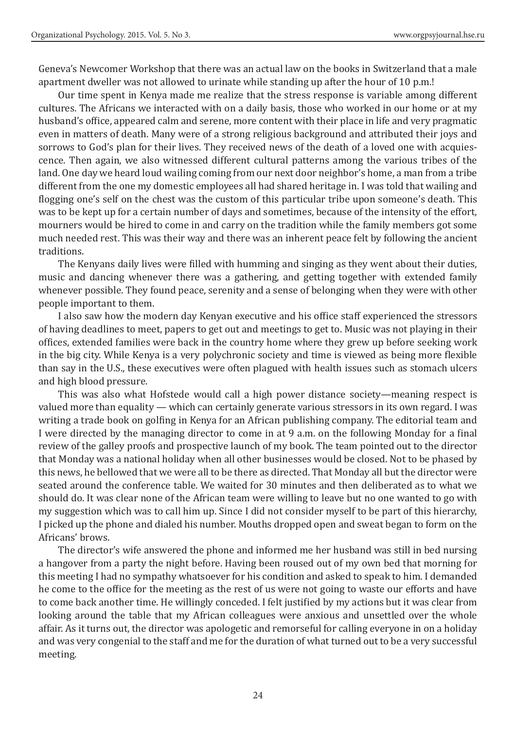Geneva's Newcomer Workshop that there was an actual law on the books in Switzerland that a male apartment dweller was not allowed to urinate while standing up after the hour of 10 p.m.!

Our time spent in Kenya made me realize that the stress response is variable among different cultures. The Africans we interacted with on a daily basis, those who worked in our home or at my husband's office, appeared calm and serene, more content with their place in life and very pragmatic even in matters of death. Many were of a strong religious background and attributed their joys and sorrows to God's plan for their lives. They received news of the death of a loved one with acquiescence. Then again, we also witnessed different cultural patterns among the various tribes of the land. One day we heard loud wailing coming from our next door neighbor's home, a man from a tribe different from the one my domestic employees all had shared heritage in. I was told that wailing and flogging one's self on the chest was the custom of this particular tribe upon someone's death. This was to be kept up for a certain number of days and sometimes, because of the intensity of the effort, mourners would be hired to come in and carry on the tradition while the family members got some much needed rest. This was their way and there was an inherent peace felt by following the ancient traditions.

The Kenyans daily lives were filled with humming and singing as they went about their duties, music and dancing whenever there was a gathering, and getting together with extended family whenever possible. They found peace, serenity and a sense of belonging when they were with other people important to them.

I also saw how the modern day Kenyan executive and his office staff experienced the stressors of having deadlines to meet, papers to get out and meetings to get to. Music was not playing in their offices, extended families were back in the country home where they grew up before seeking work in the big city. While Kenya is a very polychronic society and time is viewed as being more flexible than say in the U.S., these executives were often plagued with health issues such as stomach ulcers and high blood pressure.

This was also what Hofstede would call a high power distance society—meaning respect is valued more than equality — which can certainly generate various stressors in its own regard. I was writing a trade book on golfing in Kenya for an African publishing company. The editorial team and I were directed by the managing director to come in at 9 a.m. on the following Monday for a final review of the galley proofs and prospective launch of my book. The team pointed out to the director that Monday was a national holiday when all other businesses would be closed. Not to be phased by this news, he bellowed that we were all to be there as directed. That Monday all but the director were seated around the conference table. We waited for 30 minutes and then deliberated as to what we should do. It was clear none of the African team were willing to leave but no one wanted to go with my suggestion which was to call him up. Since I did not consider myself to be part of this hierarchy, I picked up the phone and dialed his number. Mouths dropped open and sweat began to form on the Africans' brows.

The director's wife answered the phone and informed me her husband was still in bed nursing a hangover from a party the night before. Having been roused out of my own bed that morning for this meeting I had no sympathy whatsoever for his condition and asked to speak to him. I demanded he come to the office for the meeting as the rest of us were not going to waste our efforts and have to come back another time. He willingly conceded. I felt justified by my actions but it was clear from looking around the table that my African colleagues were anxious and unsettled over the whole affair. As it turns out, the director was apologetic and remorseful for calling everyone in on a holiday and was very congenial to the staff and me for the duration of what turned out to be a very successful meeting.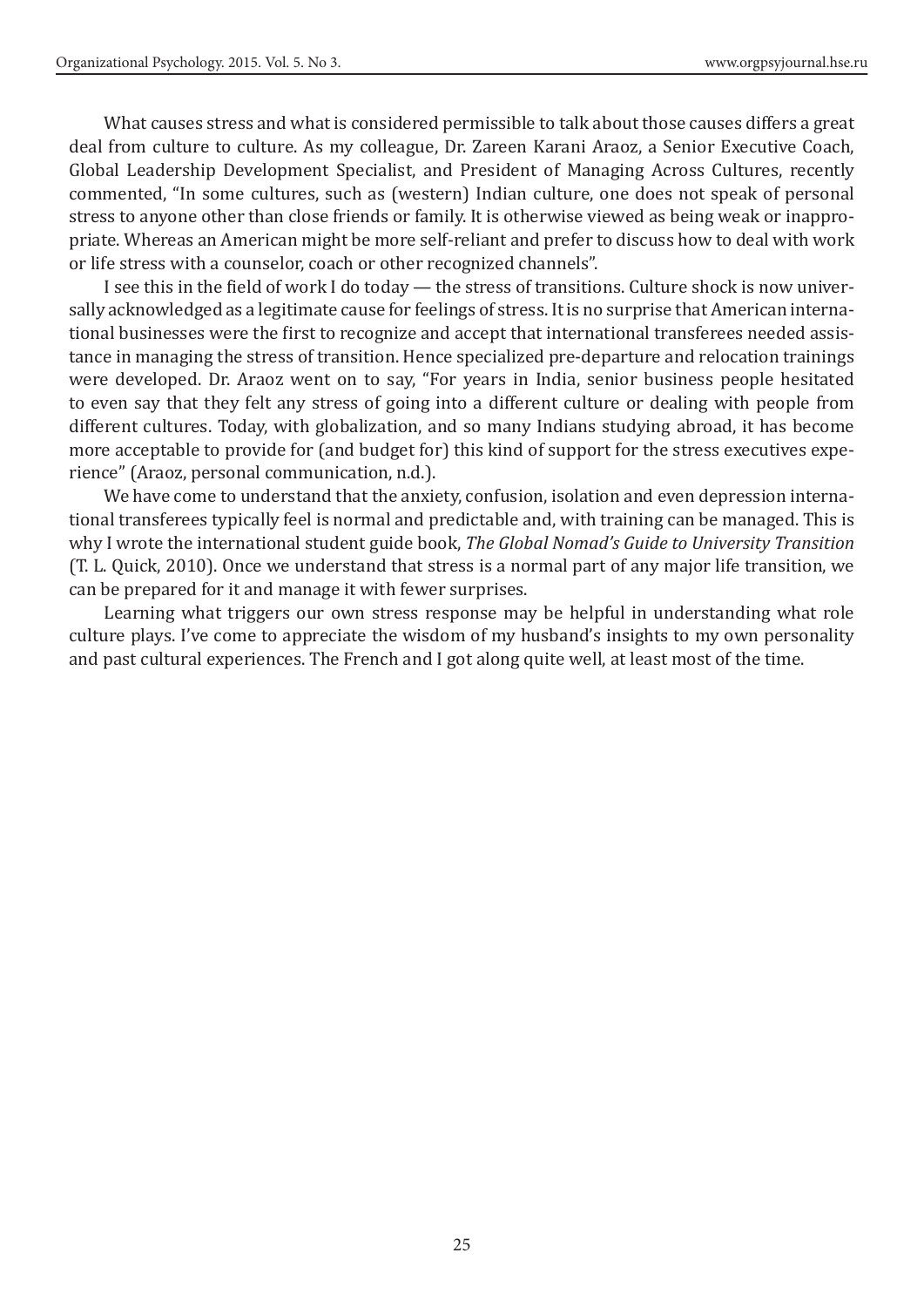What causes stress and what is considered permissible to talk about those causes differs a great deal from culture to culture. As my colleague, Dr. Zareen Karani Araoz, a Senior Executive Coach, Global Leadership Development Specialist, and President of Managing Across Cultures, recently commented, "In some cultures, such as (western) Indian culture, one does not speak of personal stress to anyone other than close friends or family. It is otherwise viewed as being weak or inappropriate. Whereas an American might be more self-reliant and prefer to discuss how to deal with work or life stress with a counselor, coach or other recognized channels".

I see this in the field of work I do today — the stress of transitions. Culture shock is now universally acknowledged as a legitimate cause for feelings of stress. It is no surprise that American international businesses were the first to recognize and accept that international transferees needed assistance in managing the stress of transition. Hence specialized pre-departure and relocation trainings were developed. Dr. Araoz went on to say, "For years in India, senior business people hesitated to even say that they felt any stress of going into a different culture or dealing with people from different cultures. Today, with globalization, and so many Indians studying abroad, it has become more acceptable to provide for (and budget for) this kind of support for the stress executives experience" (Araoz, personal communication, n.d.).

We have come to understand that the anxiety, confusion, isolation and even depression international transferees typically feel is normal and predictable and, with training can be managed. This is why I wrote the international student guide book, *The Global Nomad's Guide to University Transition* (T. L. Quick, 2010). Once we understand that stress is a normal part of any major life transition, we can be prepared for it and manage it with fewer surprises.

Learning what triggers our own stress response may be helpful in understanding what role culture plays. I've come to appreciate the wisdom of my husband's insights to my own personality and past cultural experiences. The French and I got along quite well, at least most of the time.